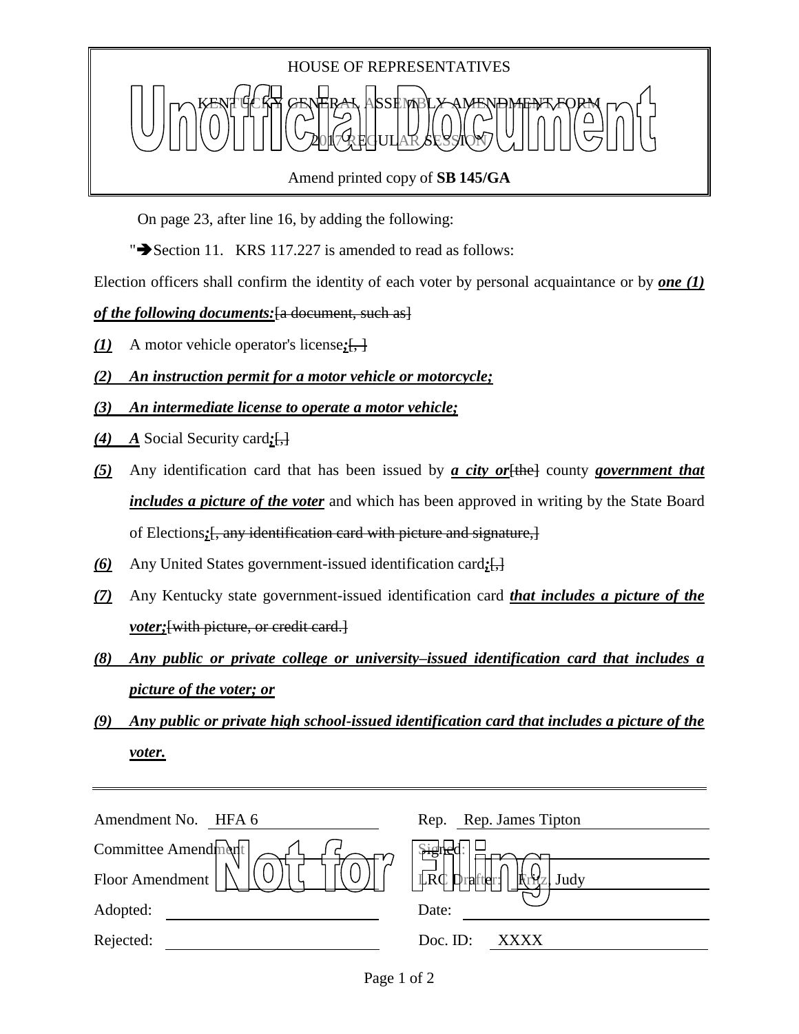HOUSE OF REPRESENTATIVES

KENTUCKY GENERAL ASSEMBLY AMENDMENT FORM

2017 REGULAR SESSION

Amend printed copy of **SB 145/GA**

On page 23, after line 16, by adding the following:

"➔Section 11. KRS 117.227 is amended to read as follows:

Election officers shall confirm the identity of each voter by personal acquaintance or by ***one (1) of the following documents:***[a document, such as]

***(1)*** A motor vehicle operator's license***;***[, ]

***(2) An instruction permit for a motor vehicle or motorcycle;***

***(3) An intermediate license to operate a motor vehicle;***

***(4) A*** Social Security card***;***[,]

***(5)*** Any identification card that has been issued by ***a city or***[the] county ***government that includes a picture of the voter*** and which has been approved in writing by the State Board of Elections***;***[, any identification card with picture and signature,]

***(6)*** Any United States government-issued identification card***;***[,]

***(7)*** Any Kentucky state government-issued identification card ***that includes a picture of the voter;***[with picture, or credit card.]

***(8) Any public or private college or university–issued identification card that includes a picture of the voter; or***

***(9) Any public or private high school-issued identification card that includes a picture of the voter.***

| | | | |
|---|---|---|---|
| Amendment No. | HFA 6 | Rep. | Rep. James Tipton |
| Committee Amendment | | Signed: | |
| Floor Amendment | | LRC Drafter: | Fritz, Judy |
| Adopted: | | Date: | |
| Rejected: | | Doc. ID: | XXXX |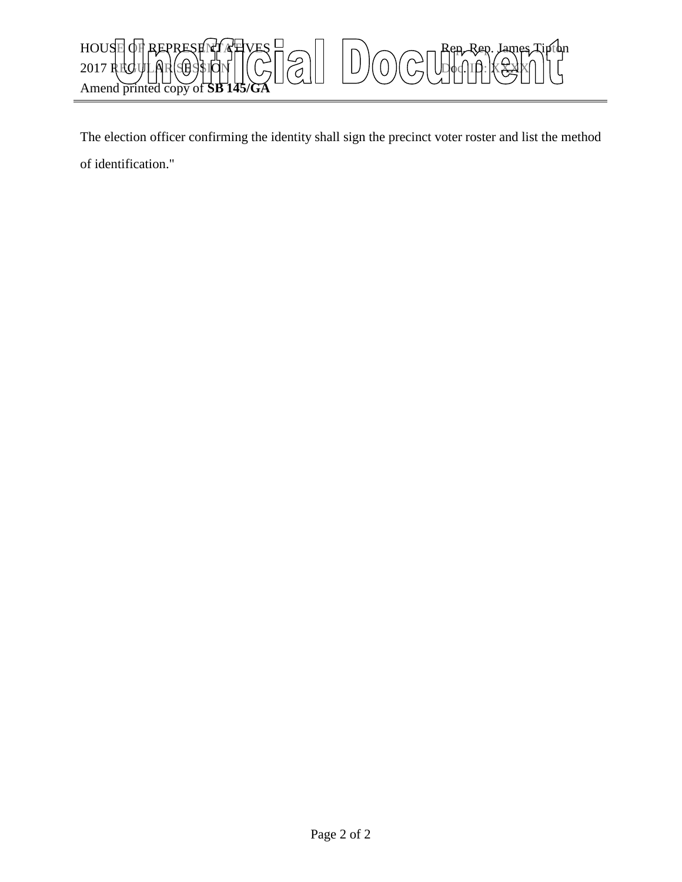The election officer confirming the identity shall sign the precinct voter roster and list the method of identification."